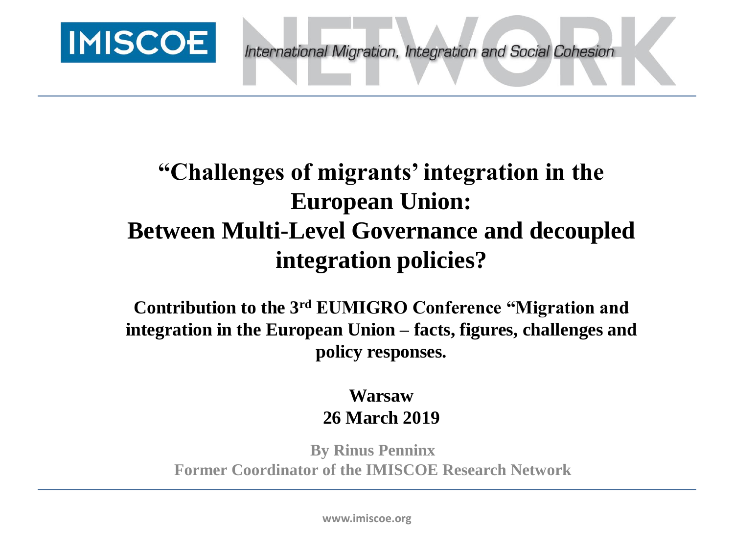IMISCOE

International Migration, Integration and Social Cohesion

# "Challenges of migrants' integration in the European Union: Between Multi-Level Governance and decoupled integration policies?

**Contribution to the 3rd EUMIGRO Conference "Migration and integration in the European Union – facts, figures, challenges and policy responses.**

**Warsaw**
**26 March 2019**

**By Rinus Penninx**
**Former Coordinator of the IMISCOE Research Network**

www.imiscoe.org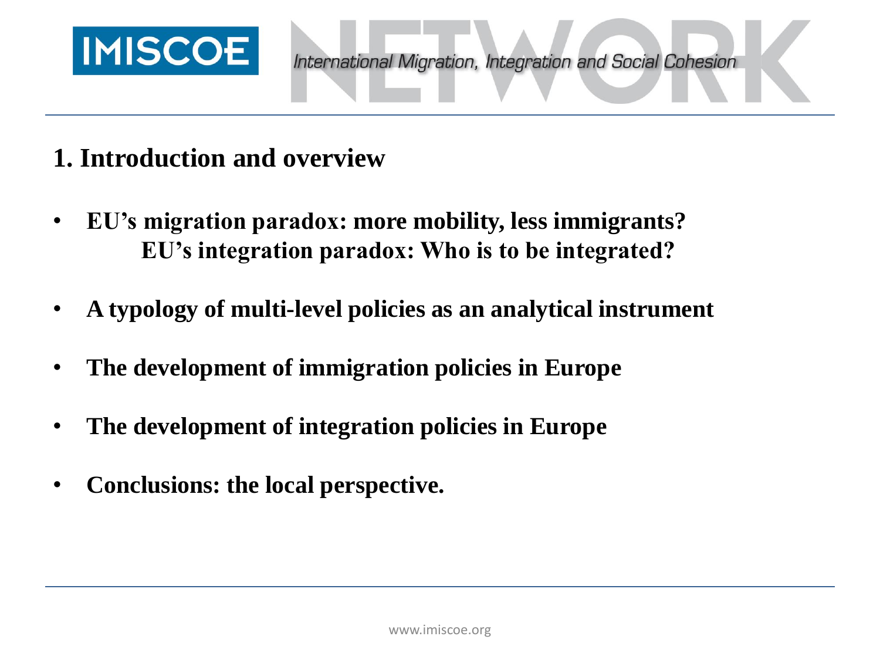## 1. Introduction and overview

- **EU's migration paradox: more mobility, less immigrants?**
  **EU's integration paradox: Who is to be integrated?**
- **A typology of multi-level policies as an analytical instrument**
- **The development of immigration policies in Europe**
- **The development of integration policies in Europe**
- **Conclusions: the local perspective.**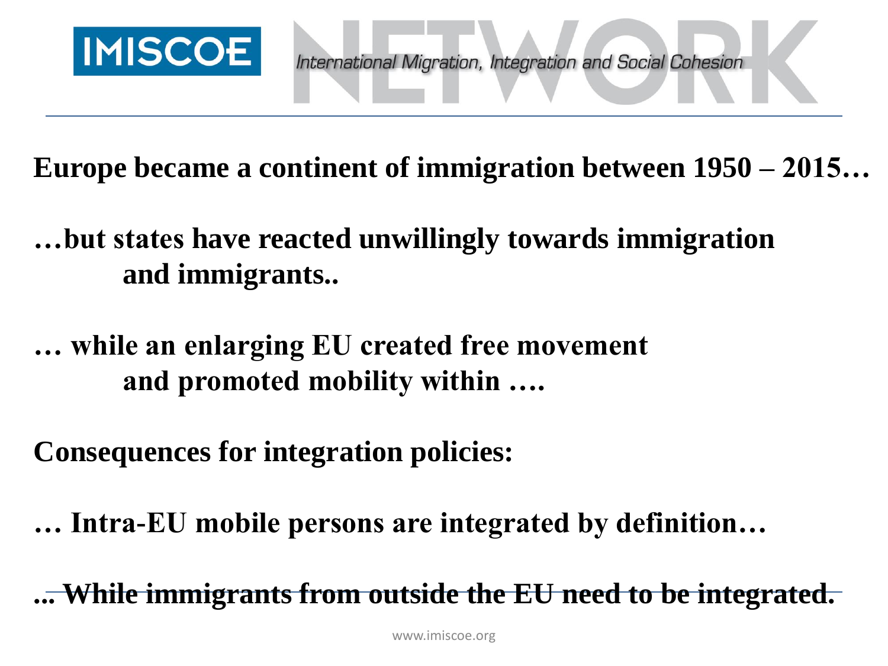**Europe became a continent of immigration between 1950 – 2015…**

**…but states have reacted unwillingly towards immigration and immigrants..**

**… while an enlarging EU created free movement and promoted mobility within ….**

**Consequences for integration policies:**

**… Intra-EU mobile persons are integrated by definition…**

**... While immigrants from outside the EU need to be integrated.**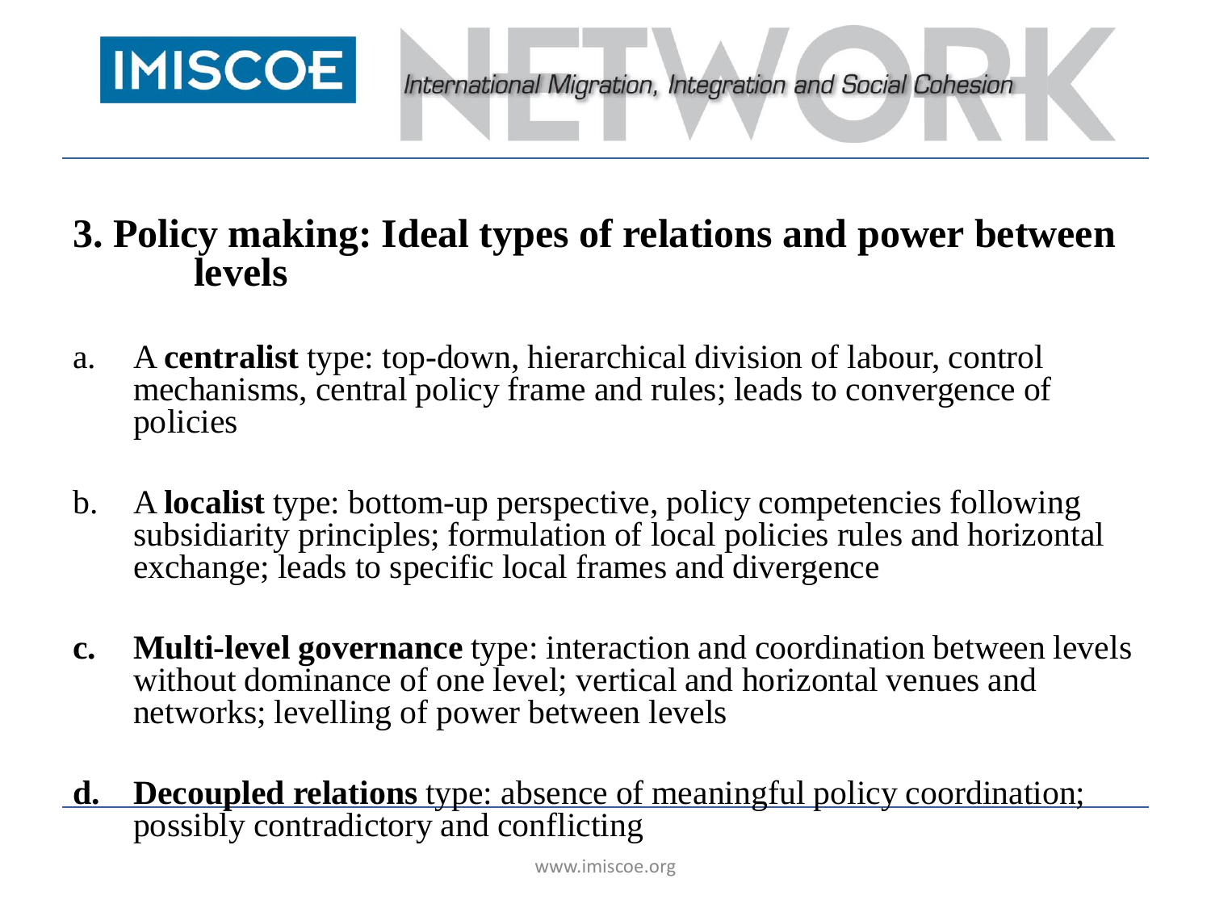## 3. Policy making: Ideal types of relations and power between levels

a. A **centralist** type: top-down, hierarchical division of labour, control mechanisms, central policy frame and rules; leads to convergence of policies

b. A **localist** type: bottom-up perspective, policy competencies following subsidiarity principles; formulation of local policies rules and horizontal exchange; leads to specific local frames and divergence

**c.** **Multi-level governance** type: interaction and coordination between levels without dominance of one level; vertical and horizontal venues and networks; levelling of power between levels

**d.** **Decoupled relations** type: absence of meaningful policy coordination; possibly contradictory and conflicting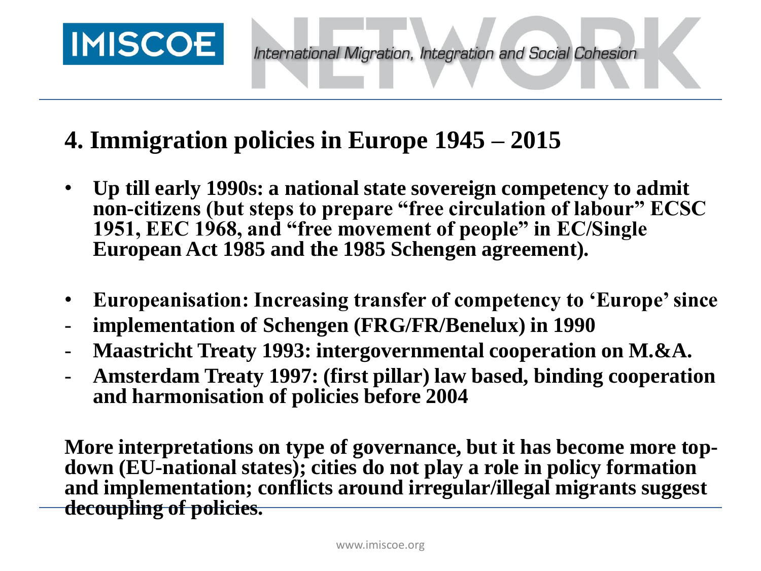## 4. Immigration policies in Europe 1945 – 2015

- **Up till early 1990s: a national state sovereign competency to admit non-citizens (but steps to prepare "free circulation of labour" ECSC 1951, EEC 1968, and "free movement of people" in EC/Single European Act 1985 and the 1985 Schengen agreement).**

- **Europeanisation: Increasing transfer of competency to 'Europe' since**
- **implementation of Schengen (FRG/FR/Benelux) in 1990**
- **Maastricht Treaty 1993: intergovernmental cooperation on M.&A.**
- **Amsterdam Treaty 1997: (first pillar) law based, binding cooperation and harmonisation of policies before 2004**

**More interpretations on type of governance, but it has become more top-down (EU-national states); cities do not play a role in policy formation and implementation; conflicts around irregular/illegal migrants suggest decoupling of policies.**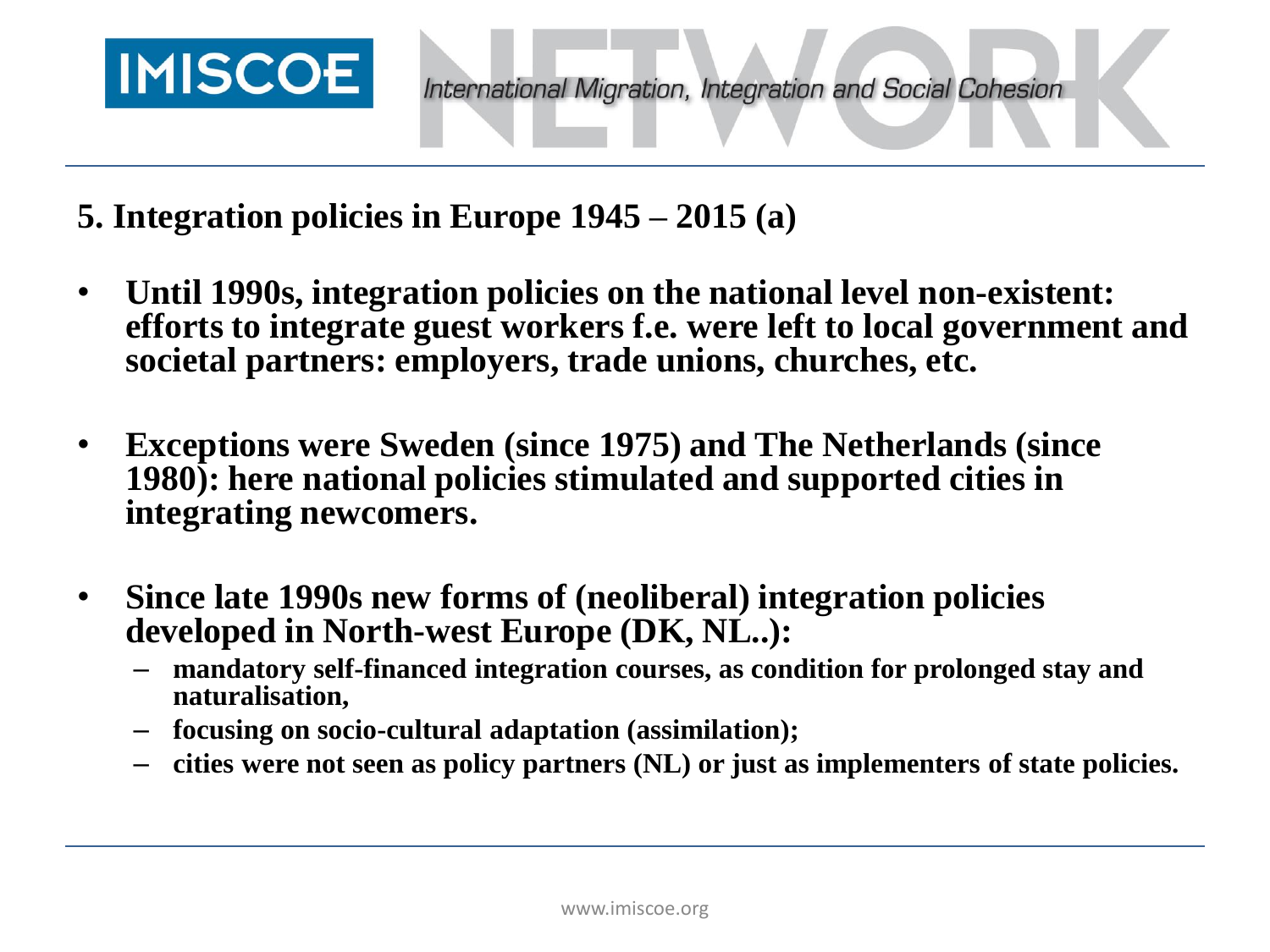## 5. Integration policies in Europe 1945 – 2015 (a)

- **Until 1990s, integration policies on the national level non-existent: efforts to integrate guest workers f.e. were left to local government and societal partners: employers, trade unions, churches, etc.**

- **Exceptions were Sweden (since 1975) and The Netherlands (since 1980): here national policies stimulated and supported cities in integrating newcomers.**

- **Since late 1990s new forms of (neoliberal) integration policies developed in North-west Europe (DK, NL..):**
  - **mandatory self-financed integration courses, as condition for prolonged stay and naturalisation,**
  - **focusing on socio-cultural adaptation (assimilation);**
  - **cities were not seen as policy partners (NL) or just as implementers of state policies.**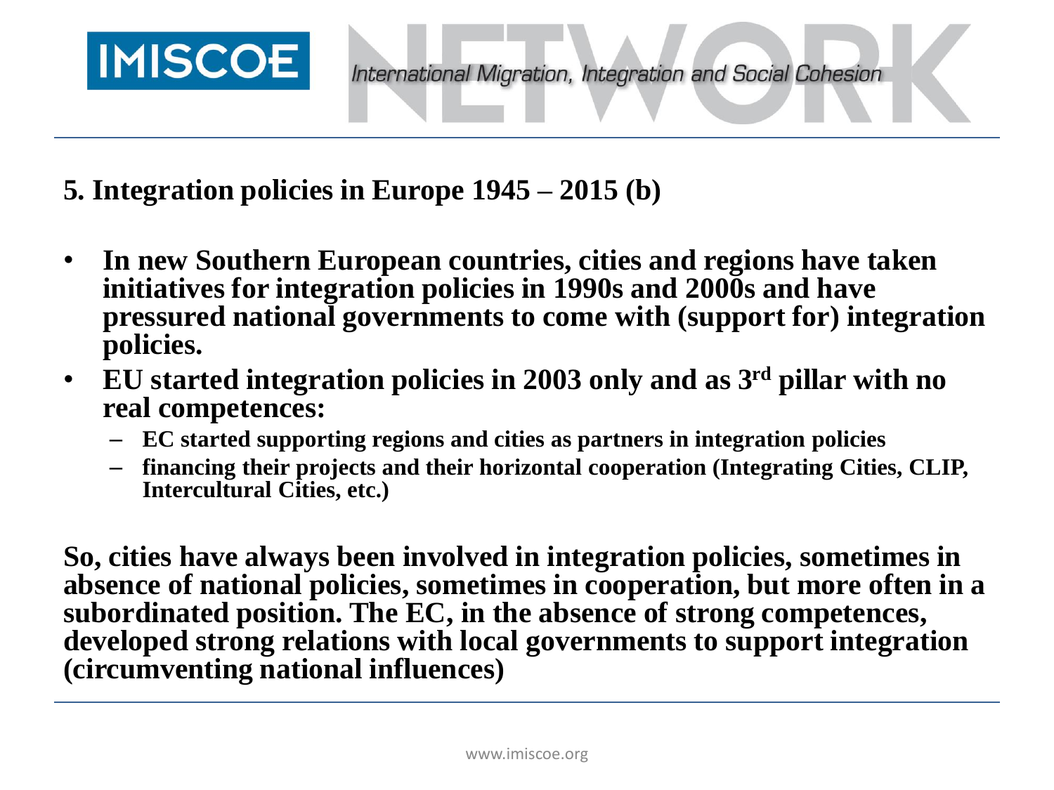## 5. Integration policies in Europe 1945 – 2015 (b)

- **In new Southern European countries, cities and regions have taken initiatives for integration policies in 1990s and 2000s and have pressured national governments to come with (support for) integration policies.**
- **EU started integration policies in 2003 only and as 3rd pillar with no real competences:**
  - **EC started supporting regions and cities as partners in integration policies**
  - **financing their projects and their horizontal cooperation (Integrating Cities, CLIP, Intercultural Cities, etc.)**

**So, cities have always been involved in integration policies, sometimes in absence of national policies, sometimes in cooperation, but more often in a subordinated position. The EC, in the absence of strong competences, developed strong relations with local governments to support integration (circumventing national influences)**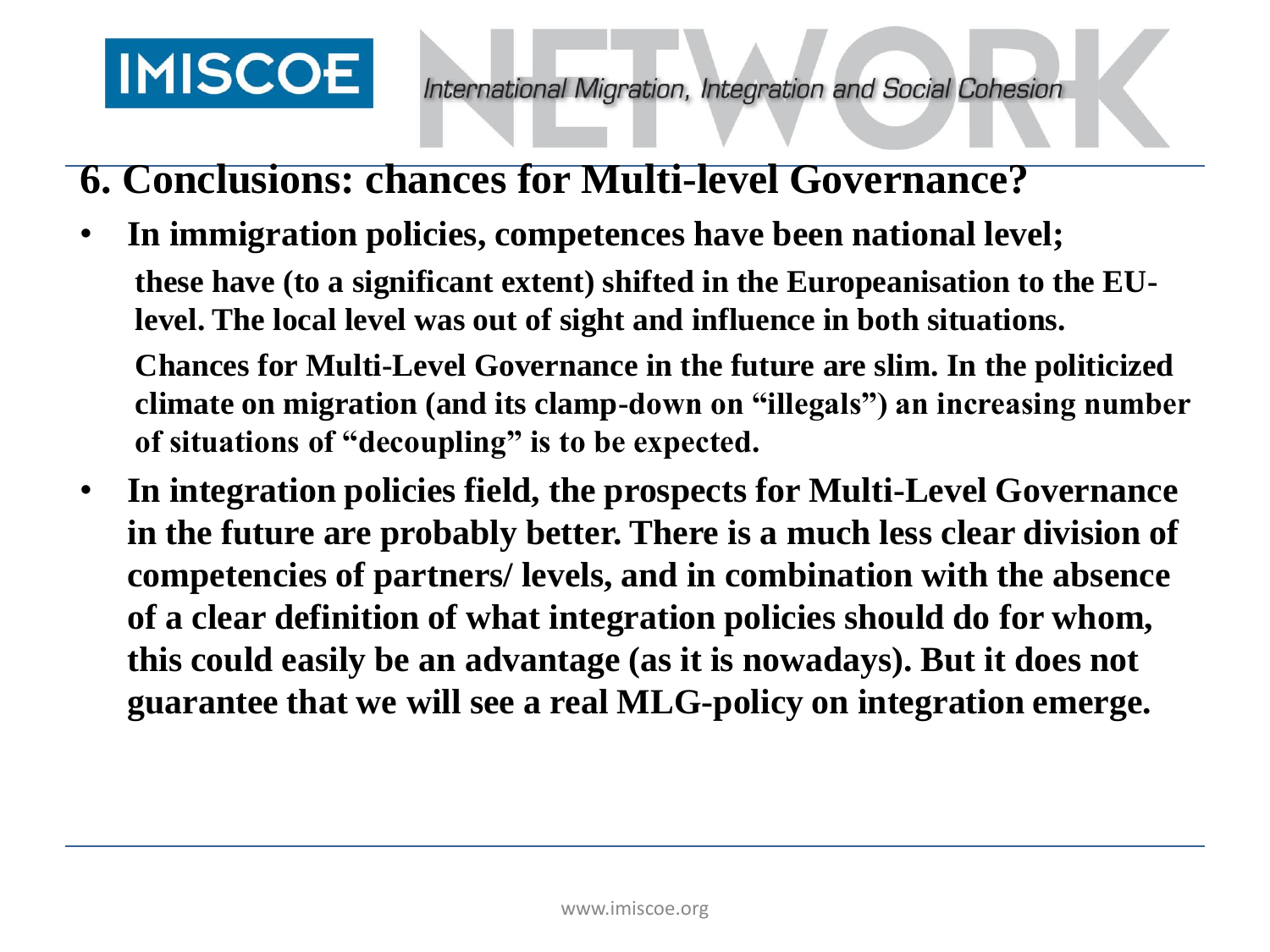## 6. Conclusions: chances for Multi-level Governance?

- **In immigration policies, competences have been national level;**

  **these have (to a significant extent) shifted in the Europeanisation to the EU-level. The local level was out of sight and influence in both situations.**

  **Chances for Multi-Level Governance in the future are slim. In the politicized climate on migration (and its clamp-down on "illegals") an increasing number of situations of "decoupling" is to be expected.**

- **In integration policies field, the prospects for Multi-Level Governance in the future are probably better. There is a much less clear division of competencies of partners/ levels, and in combination with the absence of a clear definition of what integration policies should do for whom, this could easily be an advantage (as it is nowadays). But it does not guarantee that we will see a real MLG-policy on integration emerge.**